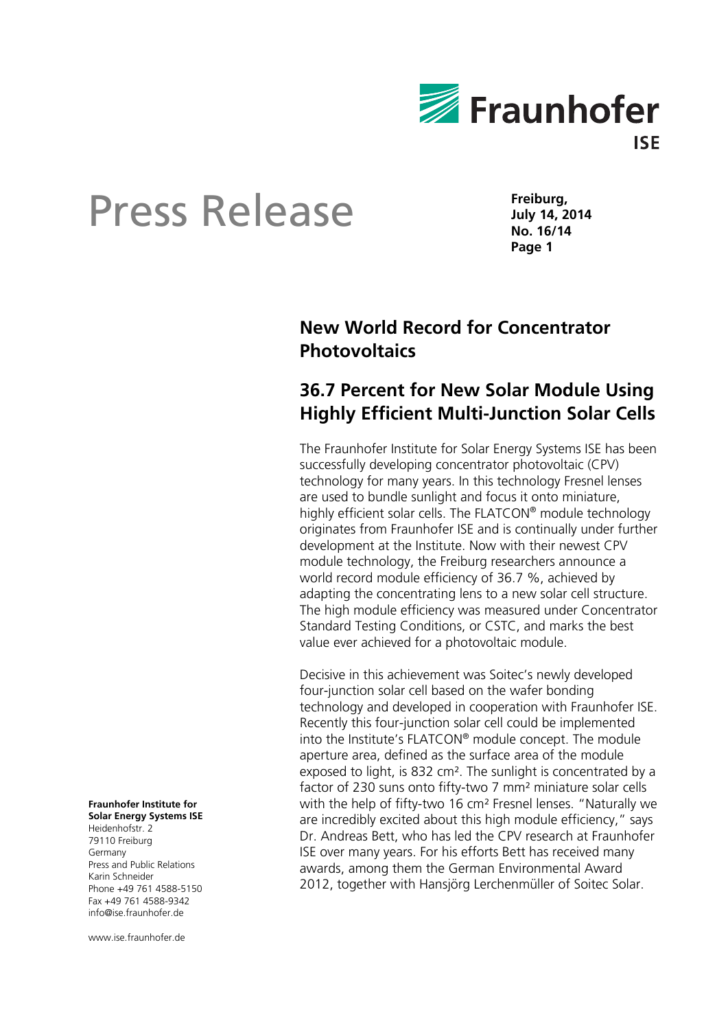# Press Release

**Freiburg, July 14, 2014**
**No. 16/14**

## New World Record for Concentrator Photovoltaics

## 36.7 Percent for New Solar Module Using Highly Efficient Multi-Junction Solar Cells

The Fraunhofer Institute for Solar Energy Systems ISE has been successfully developing concentrator photovoltaic (CPV) technology for many years. In this technology Fresnel lenses are used to bundle sunlight and focus it onto miniature, highly efficient solar cells. The FLATCON® module technology originates from Fraunhofer ISE and is continually under further development at the Institute. Now with their newest CPV module technology, the Freiburg researchers announce a world record module efficiency of 36.7 %, achieved by adapting the concentrating lens to a new solar cell structure. The high module efficiency was measured under Concentrator Standard Testing Conditions, or CSTC, and marks the best value ever achieved for a photovoltaic module.

Decisive in this achievement was Soitec's newly developed four-junction solar cell based on the wafer bonding technology and developed in cooperation with Fraunhofer ISE. Recently this four-junction solar cell could be implemented into the Institute's FLATCON® module concept. The module aperture area, defined as the surface area of the module exposed to light, is 832 cm². The sunlight is concentrated by a factor of 230 suns onto fifty-two 7 mm² miniature solar cells with the help of fifty-two 16 cm² Fresnel lenses. "Naturally we are incredibly excited about this high module efficiency," says Dr. Andreas Bett, who has led the CPV research at Fraunhofer ISE over many years. For his efforts Bett has received many awards, among them the German Environmental Award 2012, together with Hansjörg Lerchenmüller of Soitec Solar.

**Fraunhofer Institute for Solar Energy Systems ISE**
Heidenhofstr. 2
79110 Freiburg
Germany
Press and Public Relations
Karin Schneider
Phone +49 761 4588-5150
Fax +49 761 4588-9342
info@ise.fraunhofer.de

www.ise.fraunhofer.de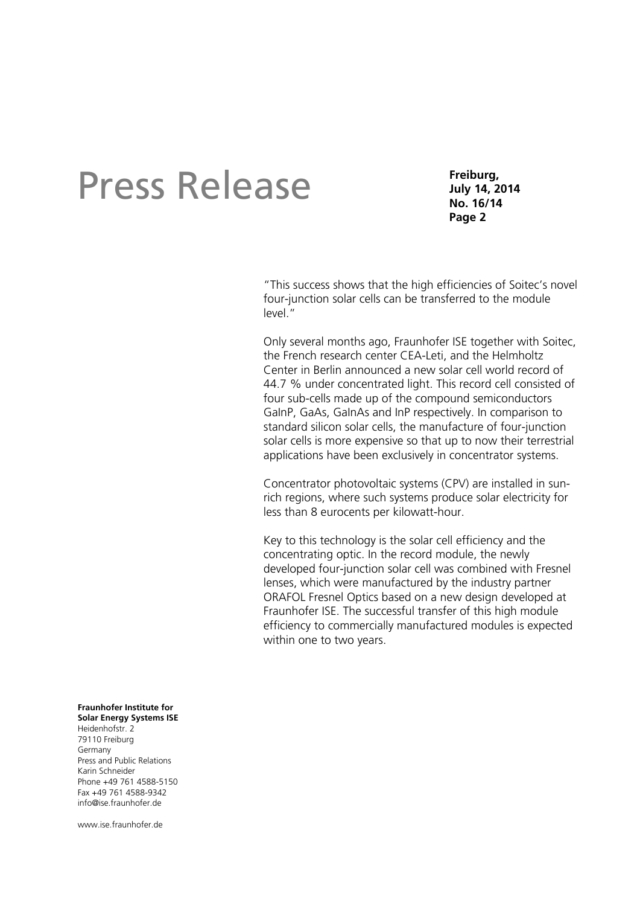"This success shows that the high efficiencies of Soitec's novel four-junction solar cells can be transferred to the module level."

Only several months ago, Fraunhofer ISE together with Soitec, the French research center CEA-Leti, and the Helmholtz Center in Berlin announced a new solar cell world record of 44.7 % under concentrated light. This record cell consisted of four sub-cells made up of the compound semiconductors GaInP, GaAs, GaInAs and InP respectively. In comparison to standard silicon solar cells, the manufacture of four-junction solar cells is more expensive so that up to now their terrestrial applications have been exclusively in concentrator systems.

Concentrator photovoltaic systems (CPV) are installed in sun-rich regions, where such systems produce solar electricity for less than 8 eurocents per kilowatt-hour.

Key to this technology is the solar cell efficiency and the concentrating optic. In the record module, the newly developed four-junction solar cell was combined with Fresnel lenses, which were manufactured by the industry partner ORAFOL Fresnel Optics based on a new design developed at Fraunhofer ISE. The successful transfer of this high module efficiency to commercially manufactured modules is expected within one to two years.

**Fraunhofer Institute for Solar Energy Systems ISE**
Heidenhofstr. 2
79110 Freiburg
Germany
Press and Public Relations
Karin Schneider
Phone +49 761 4588-5150
Fax +49 761 4588-9342
info@ise.fraunhofer.de

www.ise.fraunhofer.de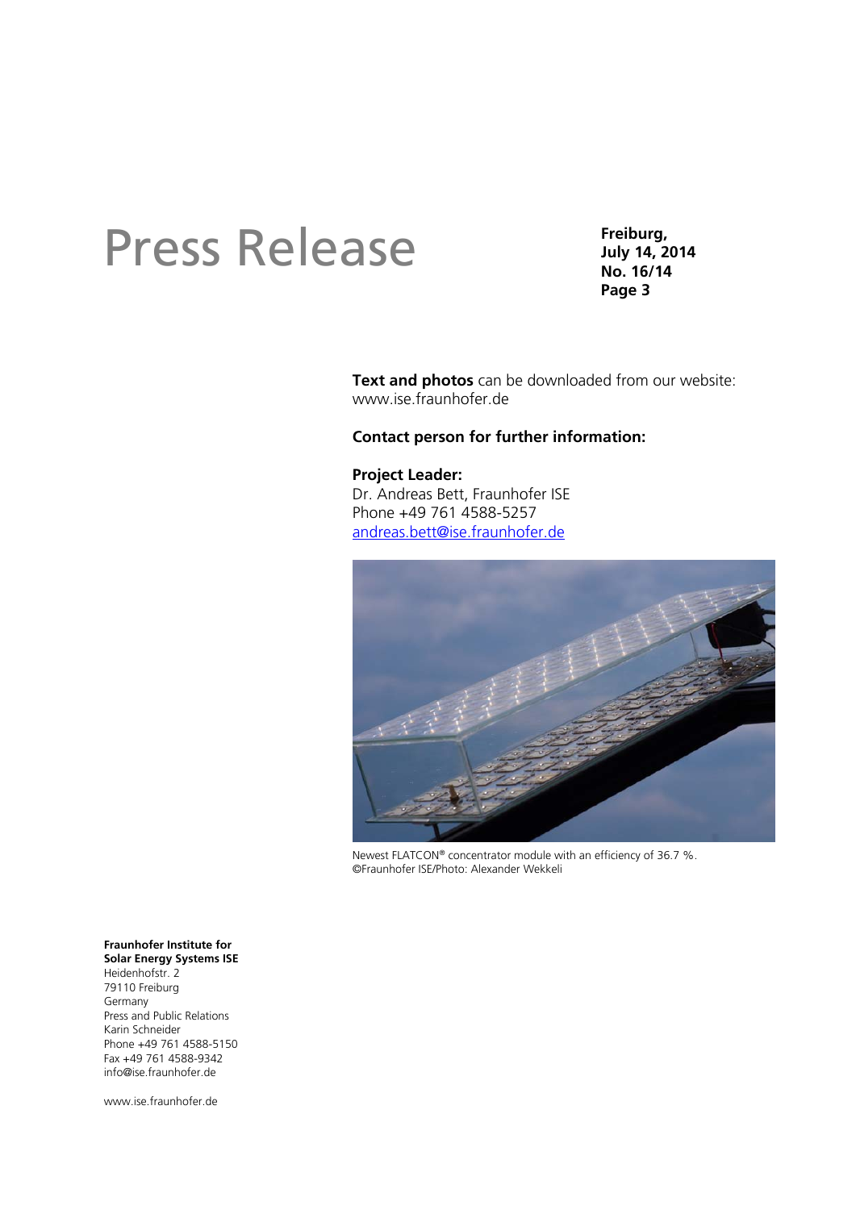Text and photos can be downloaded from our website: www.ise.fraunhofer.de

**Contact person for further information:**

**Project Leader:**
Dr. Andreas Bett, Fraunhofer ISE
Phone +49 761 4588-5257
andreas.bett@ise.fraunhofer.de

Newest FLATCON® concentrator module with an efficiency of 36.7 %.
©Fraunhofer ISE/Photo: Alexander Wekkeli

**Fraunhofer Institute for Solar Energy Systems ISE**
Heidenhofstr. 2
79110 Freiburg
Germany
Press and Public Relations
Karin Schneider
Phone +49 761 4588-5150
Fax +49 761 4588-9342
info@ise.fraunhofer.de

www.ise.fraunhofer.de